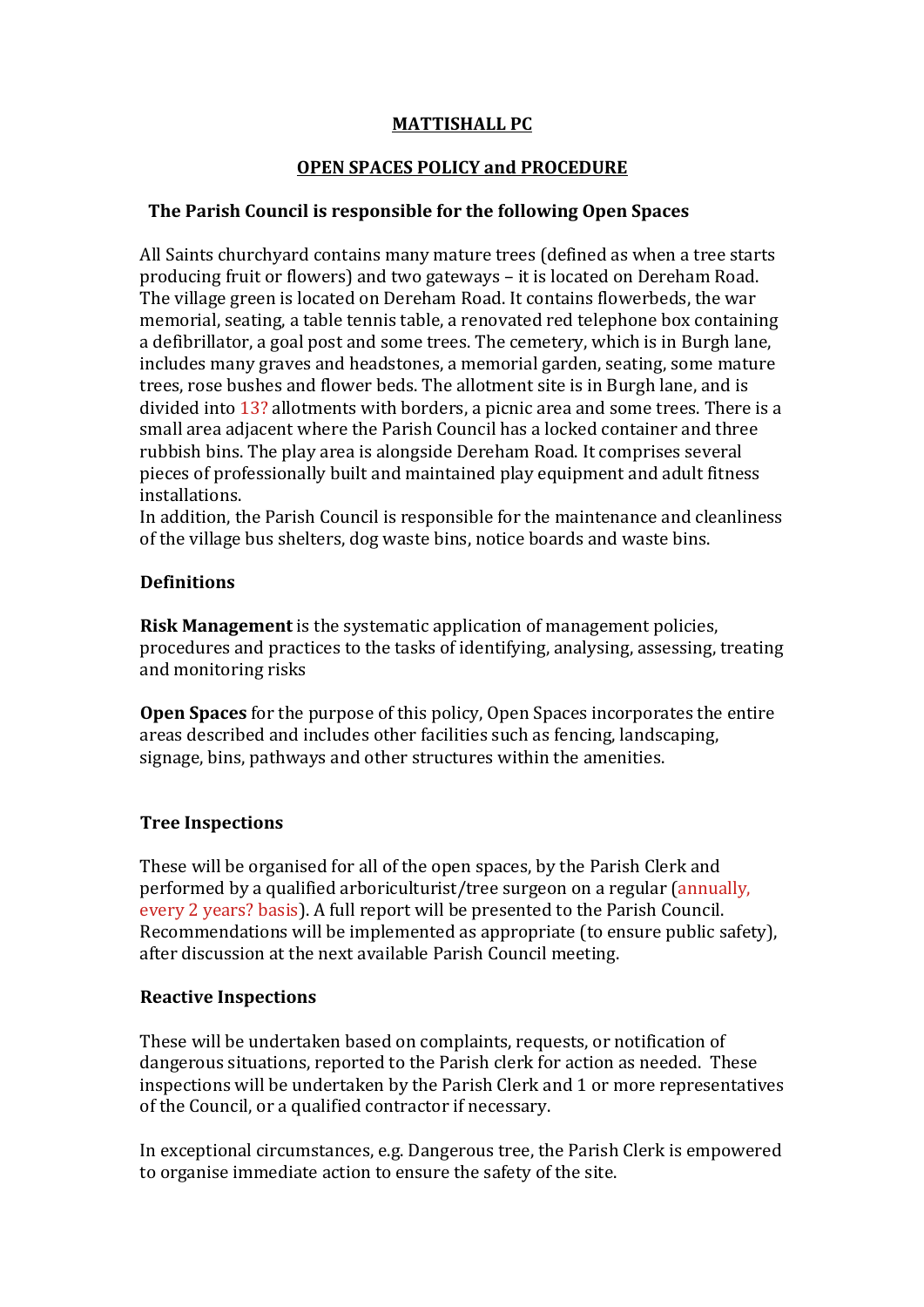# MATTISHALL PC

## OPEN SPACES POLICY and PROCEDURE

### The Parish Council is responsible for the following Open Spaces

All Saints churchyard contains many mature trees (defined as when a tree starts producing fruit or flowers) and two gateways – it is located on Dereham Road. The village green is located on Dereham Road. It contains flowerbeds, the war memorial, seating, a table tennis table, a renovated red telephone box containing a defibrillator, a goal post and some trees. The cemetery, which is in Burgh lane, includes many graves and headstones, a memorial garden, seating, some mature trees, rose bushes and flower beds. The allotment site is in Burgh lane, and is divided into 13? allotments with borders, a picnic area and some trees. There is a small area adjacent where the Parish Council has a locked container and three rubbish bins. The play area is alongside Dereham Road. It comprises several pieces of professionally built and maintained play equipment and adult fitness installations.
In addition, the Parish Council is responsible for the maintenance and cleanliness of the village bus shelters, dog waste bins, notice boards and waste bins.

### Definitions

**Risk Management** is the systematic application of management policies, procedures and practices to the tasks of identifying, analysing, assessing, treating and monitoring risks

**Open Spaces** for the purpose of this policy, Open Spaces incorporates the entire areas described and includes other facilities such as fencing, landscaping, signage, bins, pathways and other structures within the amenities.

### Tree Inspections

These will be organised for all of the open spaces, by the Parish Clerk and performed by a qualified arboriculturist/tree surgeon on a regular (annually, every 2 years? basis). A full report will be presented to the Parish Council. Recommendations will be implemented as appropriate (to ensure public safety), after discussion at the next available Parish Council meeting.

### Reactive Inspections

These will be undertaken based on complaints, requests, or notification of dangerous situations, reported to the Parish clerk for action as needed. These inspections will be undertaken by the Parish Clerk and 1 or more representatives of the Council, or a qualified contractor if necessary.

In exceptional circumstances, e.g. Dangerous tree, the Parish Clerk is empowered to organise immediate action to ensure the safety of the site.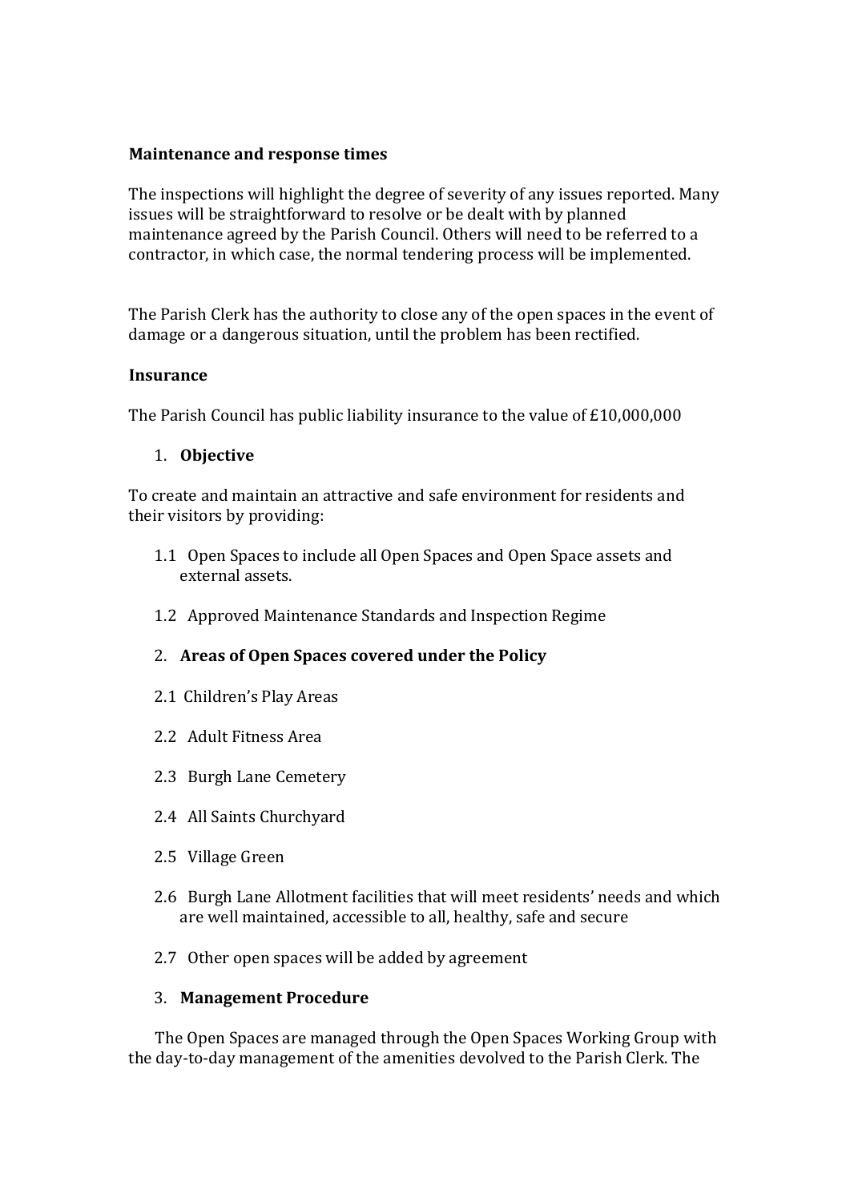**Maintenance and response times**

The inspections will highlight the degree of severity of any issues reported. Many issues will be straightforward to resolve or be dealt with by planned maintenance agreed by the Parish Council. Others will need to be referred to a contractor, in which case, the normal tendering process will be implemented.

The Parish Clerk has the authority to close any of the open spaces in the event of damage or a dangerous situation, until the problem has been rectified.

**Insurance**

The Parish Council has public liability insurance to the value of £10,000,000

1. **Objective**

To create and maintain an attractive and safe environment for residents and their visitors by providing:

1.1 Open Spaces to include all Open Spaces and Open Space assets and external assets.

1.2 Approved Maintenance Standards and Inspection Regime

2. **Areas of Open Spaces covered under the Policy**

2.1 Children's Play Areas

2.2 Adult Fitness Area

2.3 Burgh Lane Cemetery

2.4 All Saints Churchyard

2.5 Village Green

2.6 Burgh Lane Allotment facilities that will meet residents' needs and which are well maintained, accessible to all, healthy, safe and secure

2.7 Other open spaces will be added by agreement

3. **Management Procedure**

The Open Spaces are managed through the Open Spaces Working Group with the day-to-day management of the amenities devolved to the Parish Clerk. The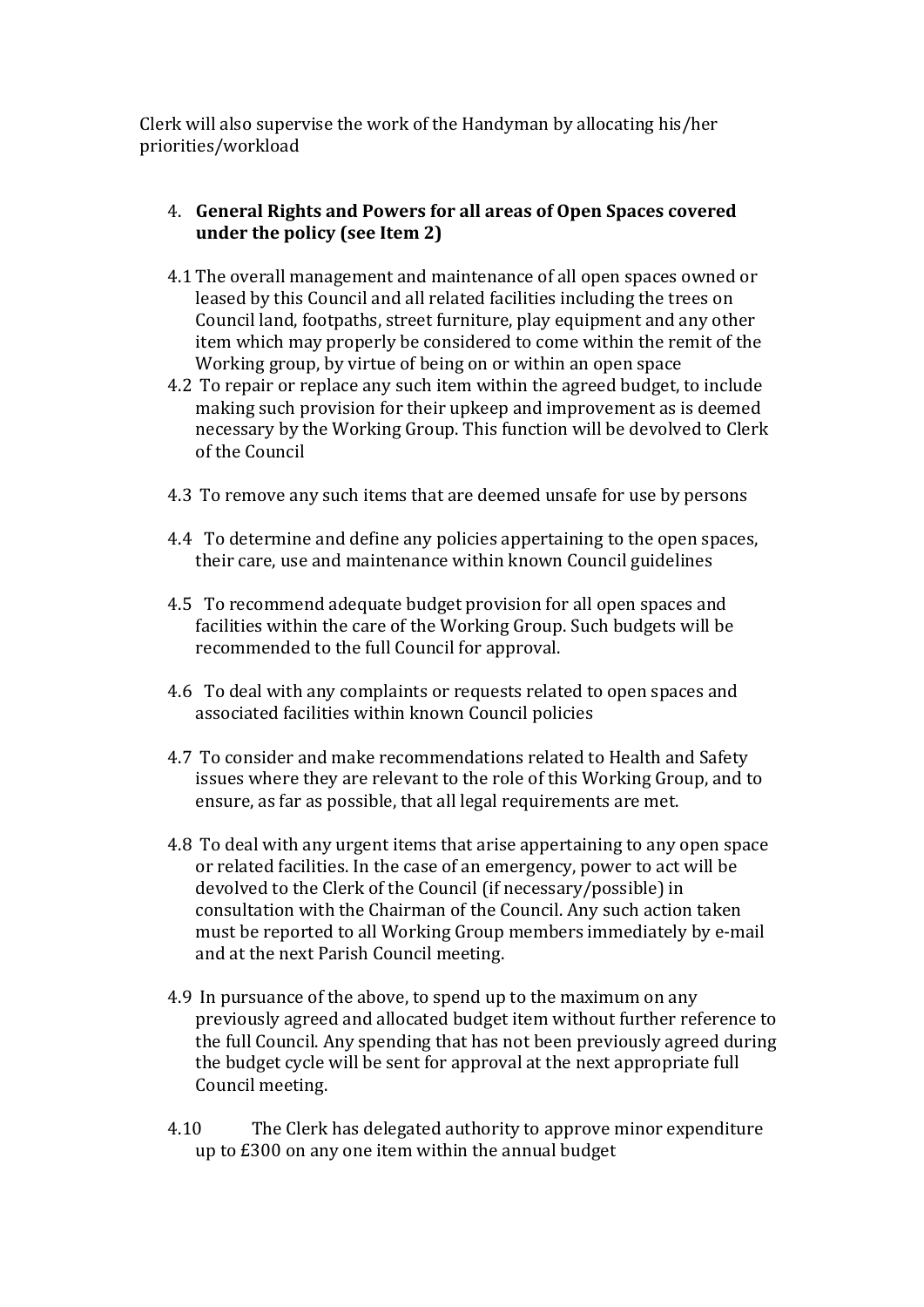Clerk will also supervise the work of the Handyman by allocating his/her priorities/workload

4. **General Rights and Powers for all areas of Open Spaces covered under the policy (see Item 2)**

4.1 The overall management and maintenance of all open spaces owned or leased by this Council and all related facilities including the trees on Council land, footpaths, street furniture, play equipment and any other item which may properly be considered to come within the remit of the Working group, by virtue of being on or within an open space

4.2 To repair or replace any such item within the agreed budget, to include making such provision for their upkeep and improvement as is deemed necessary by the Working Group. This function will be devolved to Clerk of the Council

4.3 To remove any such items that are deemed unsafe for use by persons

4.4 To determine and define any policies appertaining to the open spaces, their care, use and maintenance within known Council guidelines

4.5 To recommend adequate budget provision for all open spaces and facilities within the care of the Working Group. Such budgets will be recommended to the full Council for approval.

4.6 To deal with any complaints or requests related to open spaces and associated facilities within known Council policies

4.7 To consider and make recommendations related to Health and Safety issues where they are relevant to the role of this Working Group, and to ensure, as far as possible, that all legal requirements are met.

4.8 To deal with any urgent items that arise appertaining to any open space or related facilities. In the case of an emergency, power to act will be devolved to the Clerk of the Council (if necessary/possible) in consultation with the Chairman of the Council. Any such action taken must be reported to all Working Group members immediately by e-mail and at the next Parish Council meeting.

4.9 In pursuance of the above, to spend up to the maximum on any previously agreed and allocated budget item without further reference to the full Council. Any spending that has not been previously agreed during the budget cycle will be sent for approval at the next appropriate full Council meeting.

4.10 The Clerk has delegated authority to approve minor expenditure up to £300 on any one item within the annual budget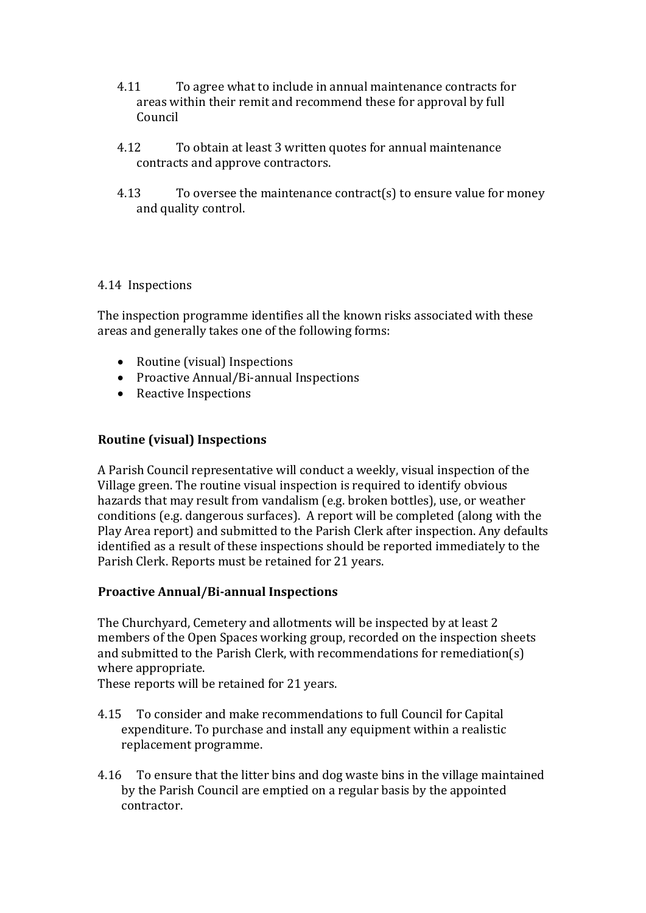4.11 To agree what to include in annual maintenance contracts for areas within their remit and recommend these for approval by full Council

4.12 To obtain at least 3 written quotes for annual maintenance contracts and approve contractors.

4.13 To oversee the maintenance contract(s) to ensure value for money and quality control.

4.14 Inspections

The inspection programme identifies all the known risks associated with these areas and generally takes one of the following forms:

- Routine (visual) Inspections
- Proactive Annual/Bi-annual Inspections
- Reactive Inspections

**Routine (visual) Inspections**

A Parish Council representative will conduct a weekly, visual inspection of the Village green. The routine visual inspection is required to identify obvious hazards that may result from vandalism (e.g. broken bottles), use, or weather conditions (e.g. dangerous surfaces). A report will be completed (along with the Play Area report) and submitted to the Parish Clerk after inspection. Any defaults identified as a result of these inspections should be reported immediately to the Parish Clerk. Reports must be retained for 21 years.

**Proactive Annual/Bi-annual Inspections**

The Churchyard, Cemetery and allotments will be inspected by at least 2 members of the Open Spaces working group, recorded on the inspection sheets and submitted to the Parish Clerk, with recommendations for remediation(s) where appropriate.
These reports will be retained for 21 years.

4.15 To consider and make recommendations to full Council for Capital expenditure. To purchase and install any equipment within a realistic replacement programme.

4.16 To ensure that the litter bins and dog waste bins in the village maintained by the Parish Council are emptied on a regular basis by the appointed contractor.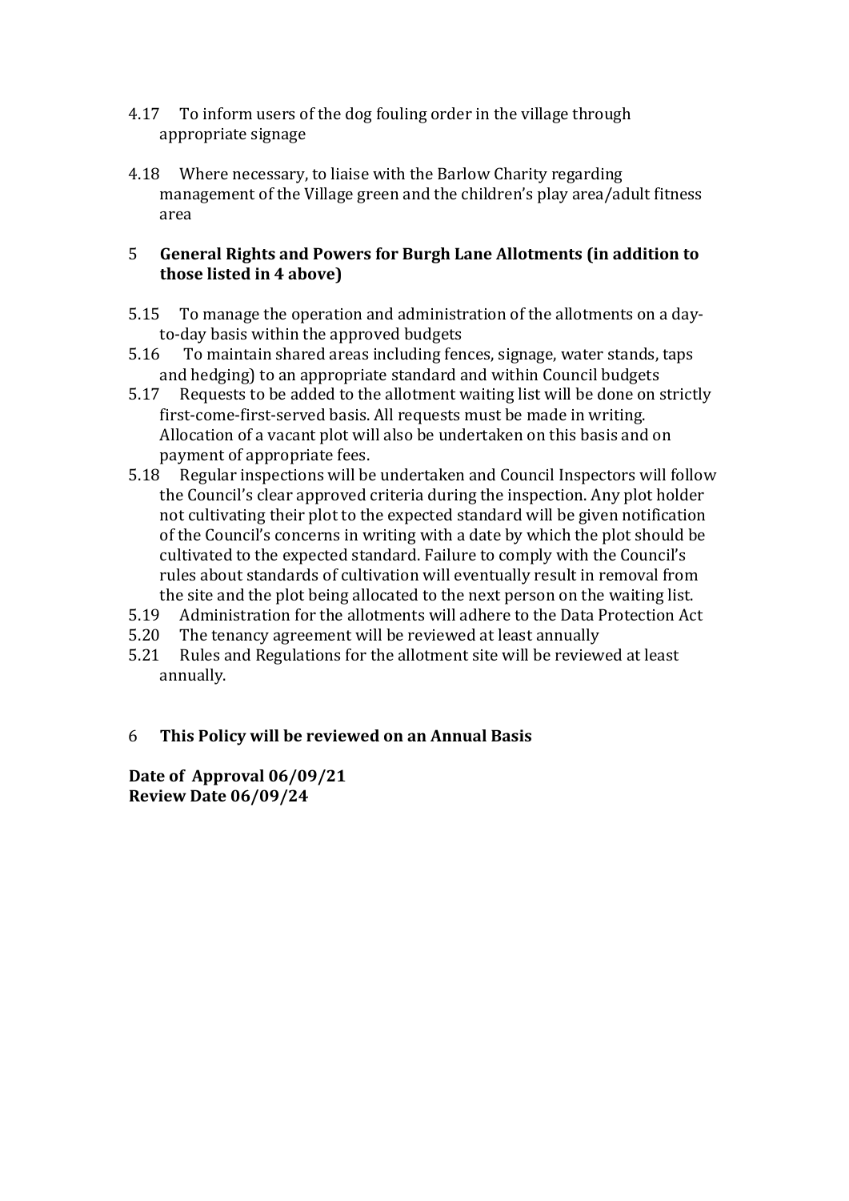4.17 To inform users of the dog fouling order in the village through appropriate signage

4.18 Where necessary, to liaise with the Barlow Charity regarding management of the Village green and the children's play area/adult fitness area

## 5 General Rights and Powers for Burgh Lane Allotments (in addition to those listed in 4 above)

5.15 To manage the operation and administration of the allotments on a day-to-day basis within the approved budgets

5.16 To maintain shared areas including fences, signage, water stands, taps and hedging) to an appropriate standard and within Council budgets

5.17 Requests to be added to the allotment waiting list will be done on strictly first-come-first-served basis. All requests must be made in writing. Allocation of a vacant plot will also be undertaken on this basis and on payment of appropriate fees.

5.18 Regular inspections will be undertaken and Council Inspectors will follow the Council's clear approved criteria during the inspection. Any plot holder not cultivating their plot to the expected standard will be given notification of the Council's concerns in writing with a date by which the plot should be cultivated to the expected standard. Failure to comply with the Council's rules about standards of cultivation will eventually result in removal from the site and the plot being allocated to the next person on the waiting list.

5.19 Administration for the allotments will adhere to the Data Protection Act

5.20 The tenancy agreement will be reviewed at least annually

5.21 Rules and Regulations for the allotment site will be reviewed at least annually.

## 6 This Policy will be reviewed on an Annual Basis

**Date of Approval 06/09/21**
**Review Date 06/09/24**